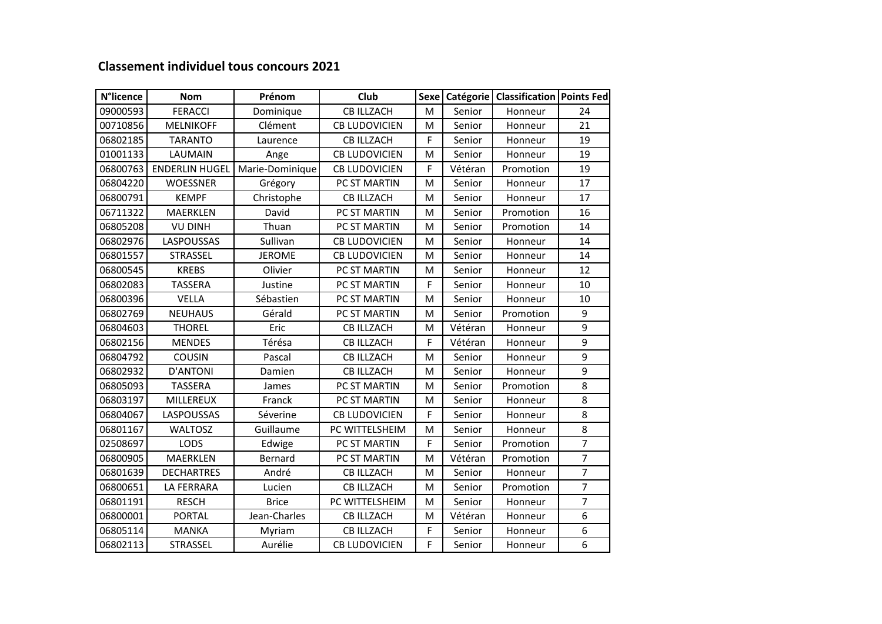## Classement individuel tous concours 2021

| N°licence | Nom | Prénom | Club | Sexe | Catégorie | Classification | Points Fed |
|---|---|---|---|---|---|---|---|
| 09000593 | FERACCI | Dominique | CB ILLZACH | M | Senior | Honneur | 24 |
| 00710856 | MELNIKOFF | Clément | CB LUDOVICIEN | M | Senior | Honneur | 21 |
| 06802185 | TARANTO | Laurence | CB ILLZACH | F | Senior | Honneur | 19 |
| 01001133 | LAUMAIN | Ange | CB LUDOVICIEN | M | Senior | Honneur | 19 |
| 06800763 | ENDERLIN HUGEL | Marie-Dominique | CB LUDOVICIEN | F | Vétéran | Promotion | 19 |
| 06804220 | WOESSNER | Grégory | PC ST MARTIN | M | Senior | Honneur | 17 |
| 06800791 | KEMPF | Christophe | CB ILLZACH | M | Senior | Honneur | 17 |
| 06711322 | MAERKLEN | David | PC ST MARTIN | M | Senior | Promotion | 16 |
| 06805208 | VU DINH | Thuan | PC ST MARTIN | M | Senior | Promotion | 14 |
| 06802976 | LASPOUSSAS | Sullivan | CB LUDOVICIEN | M | Senior | Honneur | 14 |
| 06801557 | STRASSEL | JEROME | CB LUDOVICIEN | M | Senior | Honneur | 14 |
| 06800545 | KREBS | Olivier | PC ST MARTIN | M | Senior | Honneur | 12 |
| 06802083 | TASSERA | Justine | PC ST MARTIN | F | Senior | Honneur | 10 |
| 06800396 | VELLA | Sébastien | PC ST MARTIN | M | Senior | Honneur | 10 |
| 06802769 | NEUHAUS | Gérald | PC ST MARTIN | M | Senior | Promotion | 9 |
| 06804603 | THOREL | Eric | CB ILLZACH | M | Vétéran | Honneur | 9 |
| 06802156 | MENDES | Térésa | CB ILLZACH | F | Vétéran | Honneur | 9 |
| 06804792 | COUSIN | Pascal | CB ILLZACH | M | Senior | Honneur | 9 |
| 06802932 | D'ANTONI | Damien | CB ILLZACH | M | Senior | Honneur | 9 |
| 06805093 | TASSERA | James | PC ST MARTIN | M | Senior | Promotion | 8 |
| 06803197 | MILLEREUX | Franck | PC ST MARTIN | M | Senior | Honneur | 8 |
| 06804067 | LASPOUSSAS | Séverine | CB LUDOVICIEN | F | Senior | Honneur | 8 |
| 06801167 | WALTOSZ | Guillaume | PC WITTELSHEIM | M | Senior | Honneur | 8 |
| 02508697 | LODS | Edwige | PC ST MARTIN | F | Senior | Promotion | 7 |
| 06800905 | MAERKLEN | Bernard | PC ST MARTIN | M | Vétéran | Promotion | 7 |
| 06801639 | DECHARTRES | André | CB ILLZACH | M | Senior | Honneur | 7 |
| 06800651 | LA FERRARA | Lucien | CB ILLZACH | M | Senior | Promotion | 7 |
| 06801191 | RESCH | Brice | PC WITTELSHEIM | M | Senior | Honneur | 7 |
| 06800001 | PORTAL | Jean-Charles | CB ILLZACH | M | Vétéran | Honneur | 6 |
| 06805114 | MANKA | Myriam | CB ILLZACH | F | Senior | Honneur | 6 |
| 06802113 | STRASSEL | Aurélie | CB LUDOVICIEN | F | Senior | Honneur | 6 |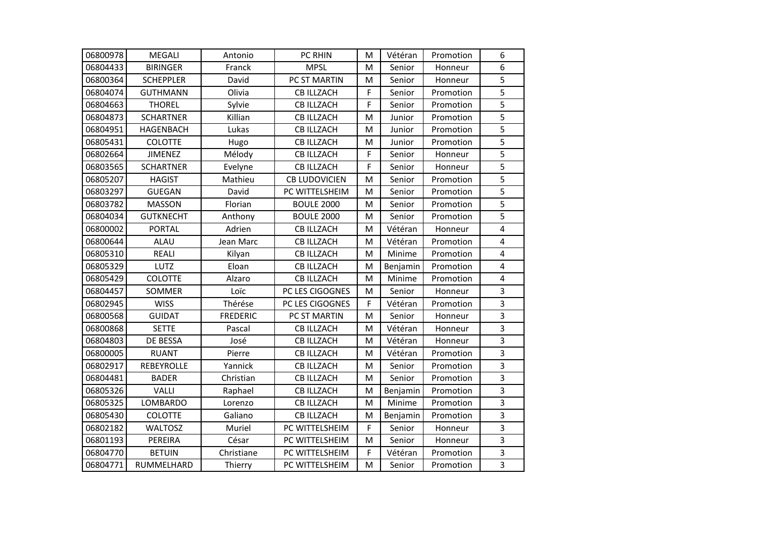| 06800978 | MEGALI | Antonio | PC RHIN | M | Vétéran | Promotion | 6 |
|---|---|---|---|---|---|---|---|
| 06804433 | BIRINGER | Franck | MPSL | M | Senior | Honneur | 6 |
| 06800364 | SCHEPPLER | David | PC ST MARTIN | M | Senior | Honneur | 5 |
| 06804074 | GUTHMANN | Olivia | CB ILLZACH | F | Senior | Promotion | 5 |
| 06804663 | THOREL | Sylvie | CB ILLZACH | F | Senior | Promotion | 5 |
| 06804873 | SCHARTNER | Killian | CB ILLZACH | M | Junior | Promotion | 5 |
| 06804951 | HAGENBACH | Lukas | CB ILLZACH | M | Junior | Promotion | 5 |
| 06805431 | COLOTTE | Hugo | CB ILLZACH | M | Junior | Promotion | 5 |
| 06802664 | JIMENEZ | Mélody | CB ILLZACH | F | Senior | Honneur | 5 |
| 06803565 | SCHARTNER | Evelyne | CB ILLZACH | F | Senior | Honneur | 5 |
| 06805207 | HAGIST | Mathieu | CB LUDOVICIEN | M | Senior | Promotion | 5 |
| 06803297 | GUEGAN | David | PC WITTELSHEIM | M | Senior | Promotion | 5 |
| 06803782 | MASSON | Florian | BOULE 2000 | M | Senior | Promotion | 5 |
| 06804034 | GUTKNECHT | Anthony | BOULE 2000 | M | Senior | Promotion | 5 |
| 06800002 | PORTAL | Adrien | CB ILLZACH | M | Vétéran | Honneur | 4 |
| 06800644 | ALAU | Jean Marc | CB ILLZACH | M | Vétéran | Promotion | 4 |
| 06805310 | REALI | Kilyan | CB ILLZACH | M | Minime | Promotion | 4 |
| 06805329 | LUTZ | Eloan | CB ILLZACH | M | Benjamin | Promotion | 4 |
| 06805429 | COLOTTE | Alzaro | CB ILLZACH | M | Minime | Promotion | 4 |
| 06804457 | SOMMER | Loïc | PC LES CIGOGNES | M | Senior | Honneur | 3 |
| 06802945 | WISS | Thérése | PC LES CIGOGNES | F | Vétéran | Promotion | 3 |
| 06800568 | GUIDAT | FREDERIC | PC ST MARTIN | M | Senior | Honneur | 3 |
| 06800868 | SETTE | Pascal | CB ILLZACH | M | Vétéran | Honneur | 3 |
| 06804803 | DE BESSA | José | CB ILLZACH | M | Vétéran | Honneur | 3 |
| 06800005 | RUANT | Pierre | CB ILLZACH | M | Vétéran | Promotion | 3 |
| 06802917 | REBEYROLLE | Yannick | CB ILLZACH | M | Senior | Promotion | 3 |
| 06804481 | BADER | Christian | CB ILLZACH | M | Senior | Promotion | 3 |
| 06805326 | VALLI | Raphael | CB ILLZACH | M | Benjamin | Promotion | 3 |
| 06805325 | LOMBARDO | Lorenzo | CB ILLZACH | M | Minime | Promotion | 3 |
| 06805430 | COLOTTE | Galiano | CB ILLZACH | M | Benjamin | Promotion | 3 |
| 06802182 | WALTOSZ | Muriel | PC WITTELSHEIM | F | Senior | Honneur | 3 |
| 06801193 | PEREIRA | César | PC WITTELSHEIM | M | Senior | Honneur | 3 |
| 06804770 | BETUIN | Christiane | PC WITTELSHEIM | F | Vétéran | Promotion | 3 |
| 06804771 | RUMMELHARD | Thierry | PC WITTELSHEIM | M | Senior | Promotion | 3 |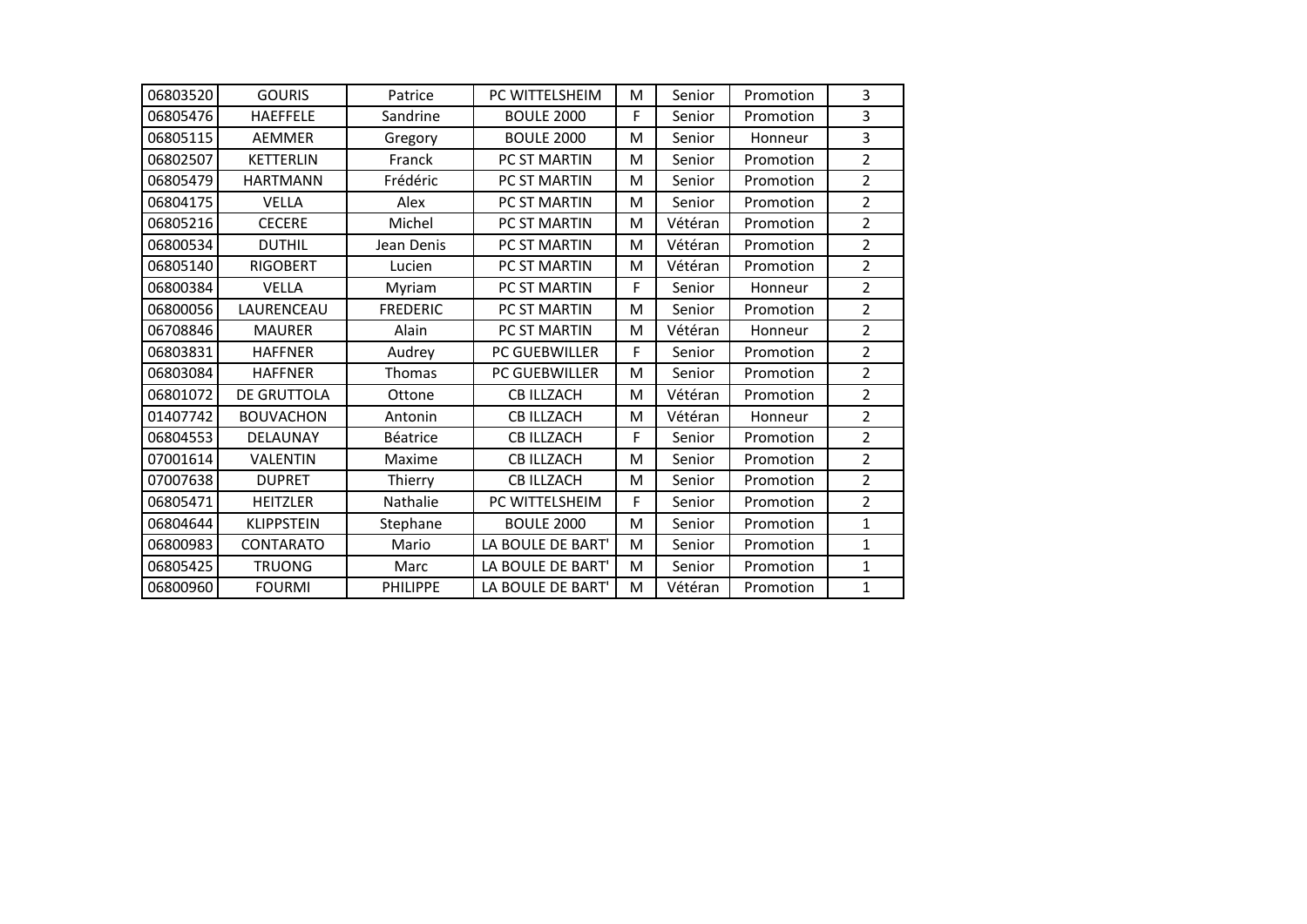| | | | | | | | |
|---|---|---|---|---|---|---|---|
| 06803520 | GOURIS | Patrice | PC WITTELSHEIM | M | Senior | Promotion | 3 |
| 06805476 | HAEFFELE | Sandrine | BOULE 2000 | F | Senior | Promotion | 3 |
| 06805115 | AEMMER | Gregory | BOULE 2000 | M | Senior | Honneur | 3 |
| 06802507 | KETTERLIN | Franck | PC ST MARTIN | M | Senior | Promotion | 2 |
| 06805479 | HARTMANN | Frédéric | PC ST MARTIN | M | Senior | Promotion | 2 |
| 06804175 | VELLA | Alex | PC ST MARTIN | M | Senior | Promotion | 2 |
| 06805216 | CECERE | Michel | PC ST MARTIN | M | Vétéran | Promotion | 2 |
| 06800534 | DUTHIL | Jean Denis | PC ST MARTIN | M | Vétéran | Promotion | 2 |
| 06805140 | RIGOBERT | Lucien | PC ST MARTIN | M | Vétéran | Promotion | 2 |
| 06800384 | VELLA | Myriam | PC ST MARTIN | F | Senior | Honneur | 2 |
| 06800056 | LAURENCEAU | FREDERIC | PC ST MARTIN | M | Senior | Promotion | 2 |
| 06708846 | MAURER | Alain | PC ST MARTIN | M | Vétéran | Honneur | 2 |
| 06803831 | HAFFNER | Audrey | PC GUEBWILLER | F | Senior | Promotion | 2 |
| 06803084 | HAFFNER | Thomas | PC GUEBWILLER | M | Senior | Promotion | 2 |
| 06801072 | DE GRUTTOLA | Ottone | CB ILLZACH | M | Vétéran | Promotion | 2 |
| 01407742 | BOUVACHON | Antonin | CB ILLZACH | M | Vétéran | Honneur | 2 |
| 06804553 | DELAUNAY | Béatrice | CB ILLZACH | F | Senior | Promotion | 2 |
| 07001614 | VALENTIN | Maxime | CB ILLZACH | M | Senior | Promotion | 2 |
| 07007638 | DUPRET | Thierry | CB ILLZACH | M | Senior | Promotion | 2 |
| 06805471 | HEITZLER | Nathalie | PC WITTELSHEIM | F | Senior | Promotion | 2 |
| 06804644 | KLIPPSTEIN | Stephane | BOULE 2000 | M | Senior | Promotion | 1 |
| 06800983 | CONTARATO | Mario | LA BOULE DE BART' | M | Senior | Promotion | 1 |
| 06805425 | TRUONG | Marc | LA BOULE DE BART' | M | Senior | Promotion | 1 |
| 06800960 | FOURMI | PHILIPPE | LA BOULE DE BART' | M | Vétéran | Promotion | 1 |